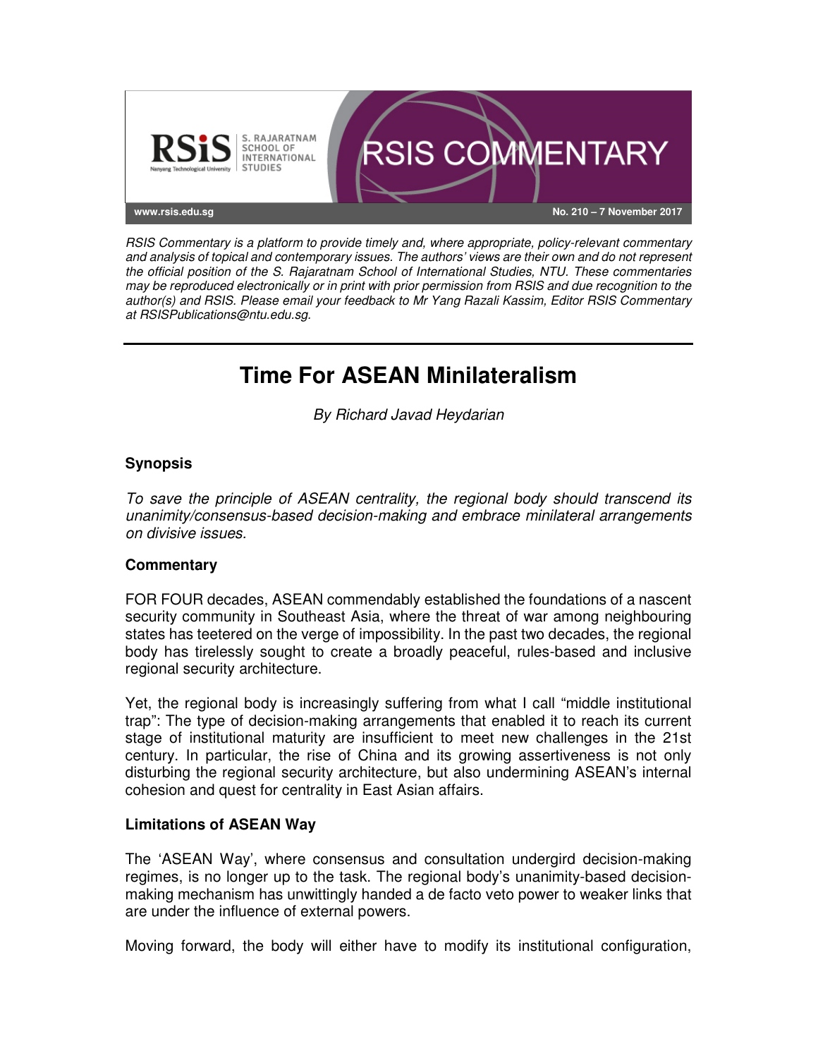RSiS S. RAJARATNAM SCHOOL OF INTERNATIONAL STUDIES Nanyang Technological University

RSIS COMMENTARY

www.rsis.edu.sg

No. 210 – 7 November 2017

*RSIS Commentary is a platform to provide timely and, where appropriate, policy-relevant commentary and analysis of topical and contemporary issues. The authors' views are their own and do not represent the official position of the S. Rajaratnam School of International Studies, NTU. These commentaries may be reproduced electronically or in print with prior permission from RSIS and due recognition to the author(s) and RSIS. Please email your feedback to Mr Yang Razali Kassim, Editor RSIS Commentary at RSISPublications@ntu.edu.sg.*

---

# Time For ASEAN Minilateralism

*By Richard Javad Heydarian*

### Synopsis

*To save the principle of ASEAN centrality, the regional body should transcend its unanimity/consensus-based decision-making and embrace minilateral arrangements on divisive issues.*

### Commentary

FOR FOUR decades, ASEAN commendably established the foundations of a nascent security community in Southeast Asia, where the threat of war among neighbouring states has teetered on the verge of impossibility. In the past two decades, the regional body has tirelessly sought to create a broadly peaceful, rules-based and inclusive regional security architecture.

Yet, the regional body is increasingly suffering from what I call "middle institutional trap": The type of decision-making arrangements that enabled it to reach its current stage of institutional maturity are insufficient to meet new challenges in the 21st century. In particular, the rise of China and its growing assertiveness is not only disturbing the regional security architecture, but also undermining ASEAN's internal cohesion and quest for centrality in East Asian affairs.

### Limitations of ASEAN Way

The 'ASEAN Way', where consensus and consultation undergird decision-making regimes, is no longer up to the task. The regional body's unanimity-based decision-making mechanism has unwittingly handed a de facto veto power to weaker links that are under the influence of external powers.

Moving forward, the body will either have to modify its institutional configuration,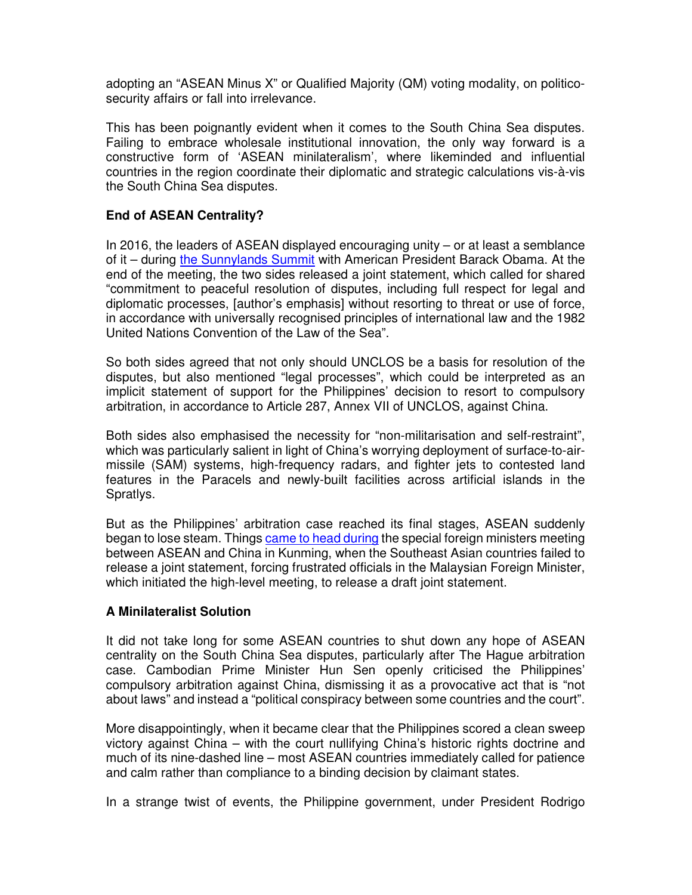adopting an "ASEAN Minus X" or Qualified Majority (QM) voting modality, on politico-security affairs or fall into irrelevance.

This has been poignantly evident when it comes to the South China Sea disputes. Failing to embrace wholesale institutional innovation, the only way forward is a constructive form of 'ASEAN minilateralism', where likeminded and influential countries in the region coordinate their diplomatic and strategic calculations vis-à-vis the South China Sea disputes.

### End of ASEAN Centrality?

In 2016, the leaders of ASEAN displayed encouraging unity – or at least a semblance of it – during the Sunnylands Summit with American President Barack Obama. At the end of the meeting, the two sides released a joint statement, which called for shared "commitment to peaceful resolution of disputes, including full respect for legal and diplomatic processes, [author's emphasis] without resorting to threat or use of force, in accordance with universally recognised principles of international law and the 1982 United Nations Convention of the Law of the Sea".

So both sides agreed that not only should UNCLOS be a basis for resolution of the disputes, but also mentioned "legal processes", which could be interpreted as an implicit statement of support for the Philippines' decision to resort to compulsory arbitration, in accordance to Article 287, Annex VII of UNCLOS, against China.

Both sides also emphasised the necessity for "non-militarisation and self-restraint", which was particularly salient in light of China's worrying deployment of surface-to-air-missile (SAM) systems, high-frequency radars, and fighter jets to contested land features in the Paracels and newly-built facilities across artificial islands in the Spratlys.

But as the Philippines' arbitration case reached its final stages, ASEAN suddenly began to lose steam. Things came to head during the special foreign ministers meeting between ASEAN and China in Kunming, when the Southeast Asian countries failed to release a joint statement, forcing frustrated officials in the Malaysian Foreign Minister, which initiated the high-level meeting, to release a draft joint statement.

### A Minilateralist Solution

It did not take long for some ASEAN countries to shut down any hope of ASEAN centrality on the South China Sea disputes, particularly after The Hague arbitration case. Cambodian Prime Minister Hun Sen openly criticised the Philippines' compulsory arbitration against China, dismissing it as a provocative act that is "not about laws" and instead a "political conspiracy between some countries and the court".

More disappointingly, when it became clear that the Philippines scored a clean sweep victory against China – with the court nullifying China's historic rights doctrine and much of its nine-dashed line – most ASEAN countries immediately called for patience and calm rather than compliance to a binding decision by claimant states.

In a strange twist of events, the Philippine government, under President Rodrigo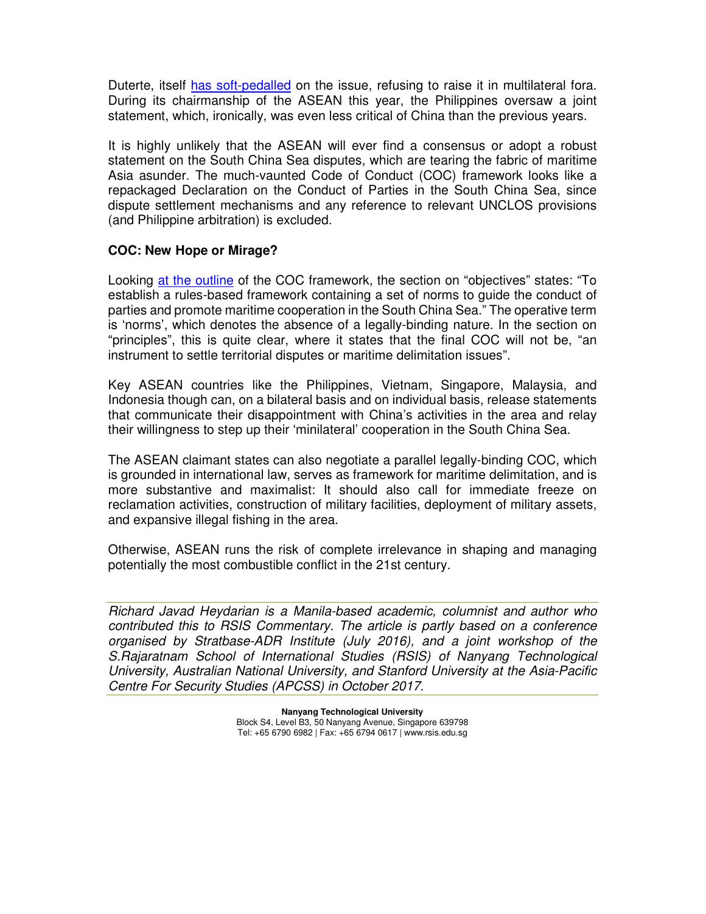Duterte, itself has soft-pedalled on the issue, refusing to raise it in multilateral fora. During its chairmanship of the ASEAN this year, the Philippines oversaw a joint statement, which, ironically, was even less critical of China than the previous years.

It is highly unlikely that the ASEAN will ever find a consensus or adopt a robust statement on the South China Sea disputes, which are tearing the fabric of maritime Asia asunder. The much-vaunted Code of Conduct (COC) framework looks like a repackaged Declaration on the Conduct of Parties in the South China Sea, since dispute settlement mechanisms and any reference to relevant UNCLOS provisions (and Philippine arbitration) is excluded.

**COC: New Hope or Mirage?**

Looking at the outline of the COC framework, the section on "objectives" states: "To establish a rules-based framework containing a set of norms to guide the conduct of parties and promote maritime cooperation in the South China Sea." The operative term is 'norms', which denotes the absence of a legally-binding nature. In the section on "principles", this is quite clear, where it states that the final COC will not be, "an instrument to settle territorial disputes or maritime delimitation issues".

Key ASEAN countries like the Philippines, Vietnam, Singapore, Malaysia, and Indonesia though can, on a bilateral basis and on individual basis, release statements that communicate their disappointment with China's activities in the area and relay their willingness to step up their 'minilateral' cooperation in the South China Sea.

The ASEAN claimant states can also negotiate a parallel legally-binding COC, which is grounded in international law, serves as framework for maritime delimitation, and is more substantive and maximalist: It should also call for immediate freeze on reclamation activities, construction of military facilities, deployment of military assets, and expansive illegal fishing in the area.

Otherwise, ASEAN runs the risk of complete irrelevance in shaping and managing potentially the most combustible conflict in the 21st century.

---

*Richard Javad Heydarian is a Manila-based academic, columnist and author who contributed this to RSIS Commentary. The article is partly based on a conference organised by Stratbase-ADR Institute (July 2016), and a joint workshop of the S.Rajaratnam School of International Studies (RSIS) of Nanyang Technological University, Australian National University, and Stanford University at the Asia-Pacific Centre For Security Studies (APCSS) in October 2017.*

---

**Nanyang Technological University**
Block S4, Level B3, 50 Nanyang Avenue, Singapore 639798
Tel: +65 6790 6982 | Fax: +65 6794 0617 | www.rsis.edu.sg